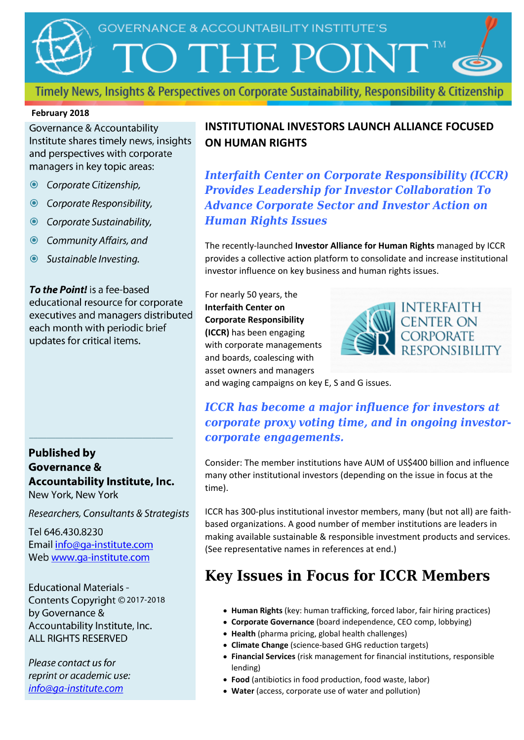GOVERNANCE & ACCOUNTABILITY INSTITUTE'S

# TO THE POINT™

Timely News, Insights & Perspectives on Corporate Sustainability, Responsibility & Citizenship

**February 2018**

Governance & Accountability Institute shares timely news, insights and perspectives with corporate managers in key topic areas:

- *Corporate Citizenship,*
- *Corporate Responsibility,*
- *Corporate Sustainability,*
- *Community Affairs, and*
- *Sustainable Investing.*

***To the Point!*** is a fee-based educational resource for corporate executives and managers distributed each month with periodic brief updates for critical items.

**Published by Governance & Accountability Institute, Inc.**
New York, New York

*Researchers, Consultants & Strategists*

Tel 646.430.8230
Email info@ga-institute.com
Web www.ga-institute.com

Educational Materials - Contents Copyright © 2017-2018 by Governance & Accountability Institute, Inc. ALL RIGHTS RESERVED

*Please contact us for reprint or academic use: info@ga-institute.com*

## INSTITUTIONAL INVESTORS LAUNCH ALLIANCE FOCUSED ON HUMAN RIGHTS

### *Interfaith Center on Corporate Responsibility (ICCR) Provides Leadership for Investor Collaboration To Advance Corporate Sector and Investor Action on Human Rights Issues*

The recently-launched **Investor Alliance for Human Rights** managed by ICCR provides a collective action platform to consolidate and increase institutional investor influence on key business and human rights issues.

For nearly 50 years, the **Interfaith Center on Corporate Responsibility (ICCR)** has been engaging with corporate managements and boards, coalescing with asset owners and managers and waging campaigns on key E, S and G issues.

INTERFAITH CENTER ON CORPORATE RESPONSIBILITY

### *ICCR has become a major influence for investors at corporate proxy voting time, and in ongoing investor-corporate engagements.*

Consider: The member institutions have AUM of US$400 billion and influence many other institutional investors (depending on the issue in focus at the time).

ICCR has 300-plus institutional investor members, many (but not all) are faith-based organizations. A good number of member institutions are leaders in making available sustainable & responsible investment products and services. (See representative names in references at end.)

## Key Issues in Focus for ICCR Members

- **Human Rights** (key: human trafficking, forced labor, fair hiring practices)
- **Corporate Governance** (board independence, CEO comp, lobbying)
- **Health** (pharma pricing, global health challenges)
- **Climate Change** (science-based GHG reduction targets)
- **Financial Services** (risk management for financial institutions, responsible lending)
- **Food** (antibiotics in food production, food waste, labor)
- **Water** (access, corporate use of water and pollution)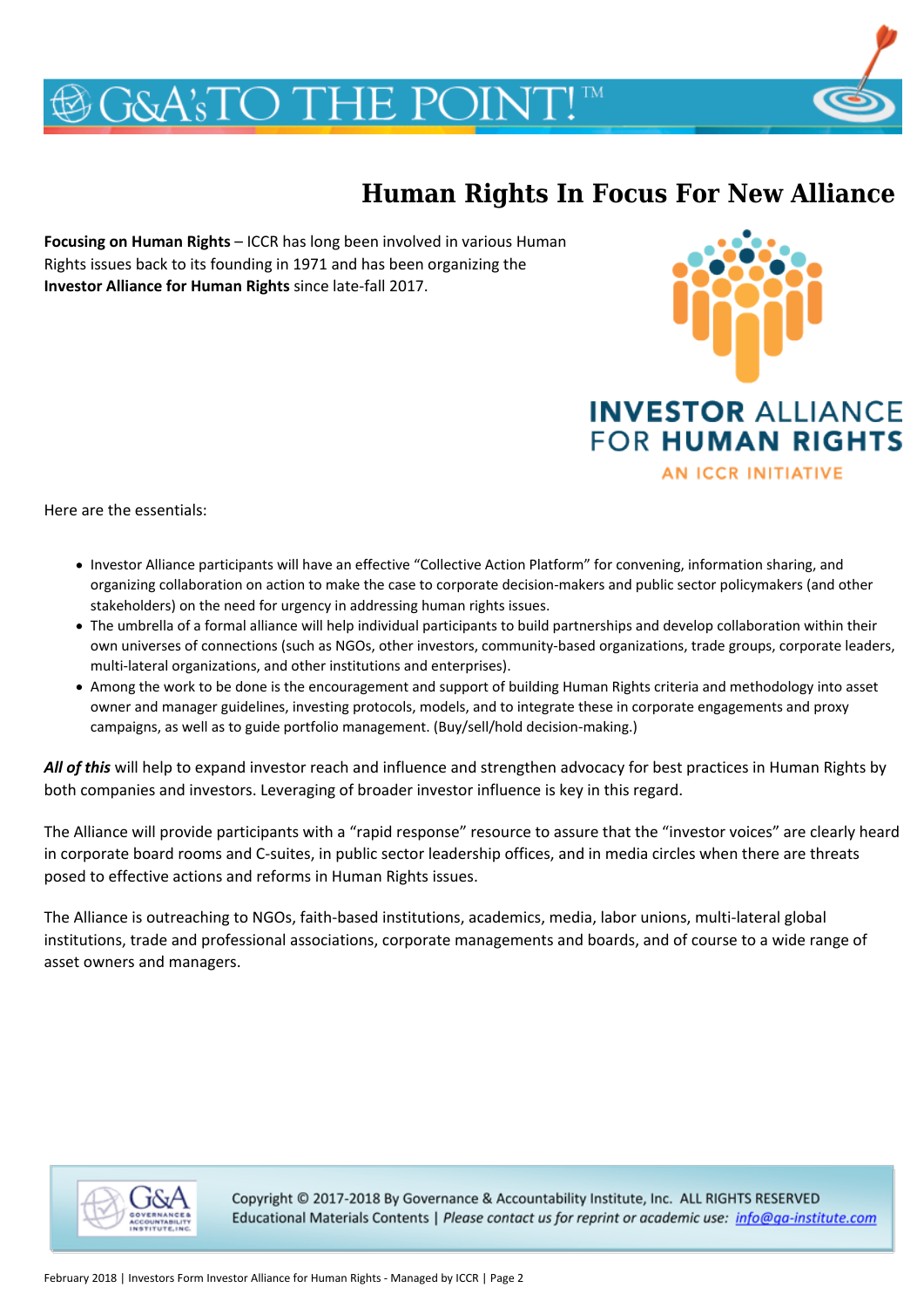# Human Rights In Focus For New Alliance

**Focusing on Human Rights** – ICCR has long been involved in various Human Rights issues back to its founding in 1971 and has been organizing the **Investor Alliance for Human Rights** since late-fall 2017.

Here are the essentials:

- Investor Alliance participants will have an effective "Collective Action Platform" for convening, information sharing, and organizing collaboration on action to make the case to corporate decision-makers and public sector policymakers (and other stakeholders) on the need for urgency in addressing human rights issues.
- The umbrella of a formal alliance will help individual participants to build partnerships and develop collaboration within their own universes of connections (such as NGOs, other investors, community-based organizations, trade groups, corporate leaders, multi-lateral organizations, and other institutions and enterprises).
- Among the work to be done is the encouragement and support of building Human Rights criteria and methodology into asset owner and manager guidelines, investing protocols, models, and to integrate these in corporate engagements and proxy campaigns, as well as to guide portfolio management. (Buy/sell/hold decision-making.)

***All of this*** will help to expand investor reach and influence and strengthen advocacy for best practices in Human Rights by both companies and investors. Leveraging of broader investor influence is key in this regard.

The Alliance will provide participants with a "rapid response" resource to assure that the "investor voices" are clearly heard in corporate board rooms and C-suites, in public sector leadership offices, and in media circles when there are threats posed to effective actions and reforms in Human Rights issues.

The Alliance is outreaching to NGOs, faith-based institutions, academics, media, labor unions, multi-lateral global institutions, trade and professional associations, corporate managements and boards, and of course to a wide range of asset owners and managers.

Copyright © 2017-2018 By Governance & Accountability Institute, Inc. ALL RIGHTS RESERVED
Educational Materials Contents | *Please contact us for reprint or academic use:* info@ga-institute.com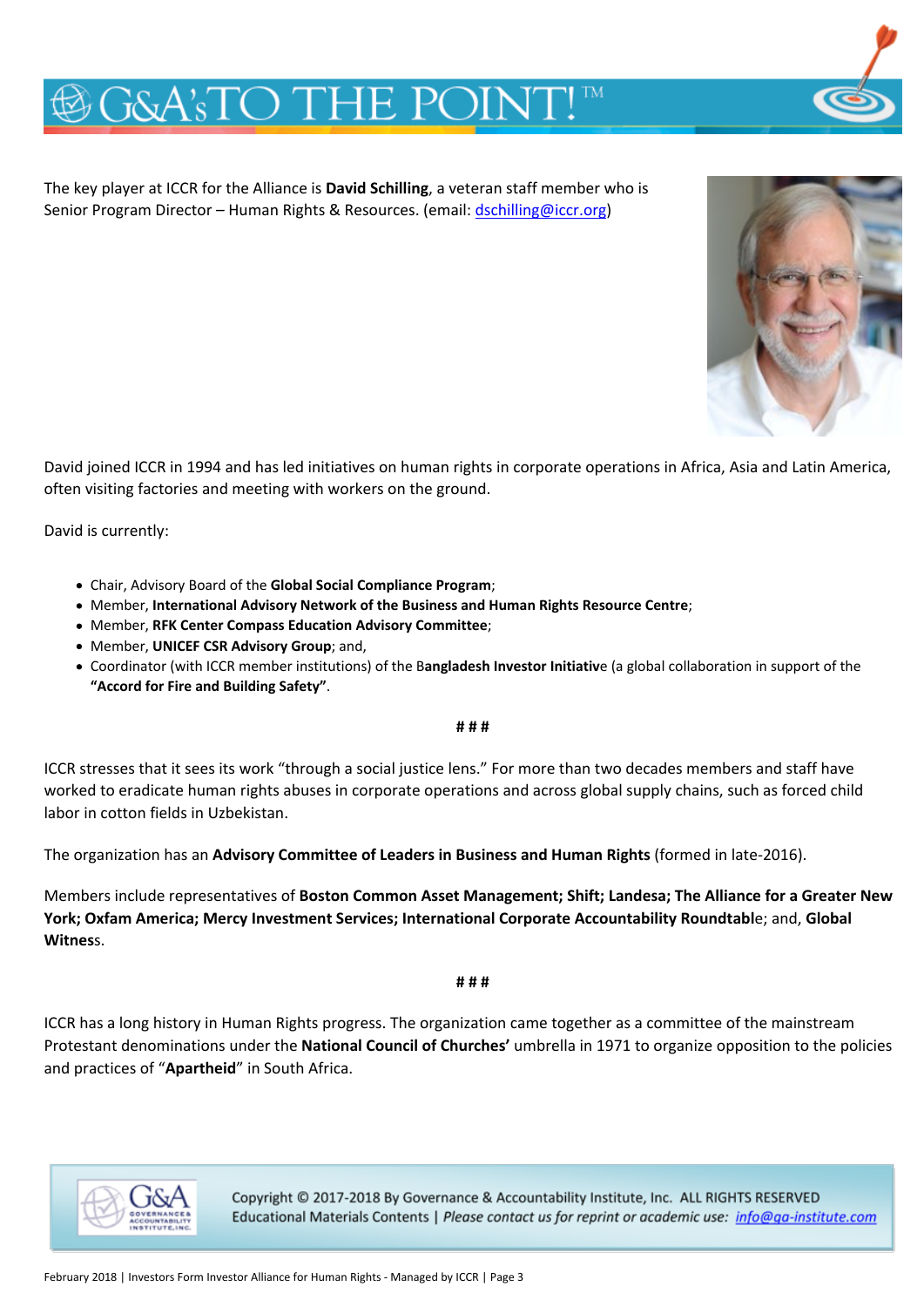The key player at ICCR for the Alliance is **David Schilling**, a veteran staff member who is Senior Program Director – Human Rights & Resources. (email: dschilling@iccr.org)

David joined ICCR in 1994 and has led initiatives on human rights in corporate operations in Africa, Asia and Latin America, often visiting factories and meeting with workers on the ground.

David is currently:

- Chair, Advisory Board of the **Global Social Compliance Program**;
- Member, **International Advisory Network of the Business and Human Rights Resource Centre**;
- Member, **RFK Center Compass Education Advisory Committee**;
- Member, **UNICEF CSR Advisory Group**; and,
- Coordinator (with ICCR member institutions) of the B**angladesh Investor Initiativ**e (a global collaboration in support of the **"Accord for Fire and Building Safety"**.

**# # #**

ICCR stresses that it sees its work "through a social justice lens." For more than two decades members and staff have worked to eradicate human rights abuses in corporate operations and across global supply chains, such as forced child labor in cotton fields in Uzbekistan.

The organization has an **Advisory Committee of Leaders in Business and Human Rights** (formed in late-2016).

Members include representatives of **Boston Common Asset Management; Shift; Landesa; The Alliance for a Greater New York; Oxfam America; Mercy Investment Services; International Corporate Accountability Roundtabl**e; and, **Global Witnes**s.

**# # #**

ICCR has a long history in Human Rights progress. The organization came together as a committee of the mainstream Protestant denominations under the **National Council of Churches'** umbrella in 1971 to organize opposition to the policies and practices of "**Apartheid**" in South Africa.

Copyright © 2017-2018 By Governance & Accountability Institute, Inc. ALL RIGHTS RESERVED
Educational Materials Contents | *Please contact us for reprint or academic use:* info@ga-institute.com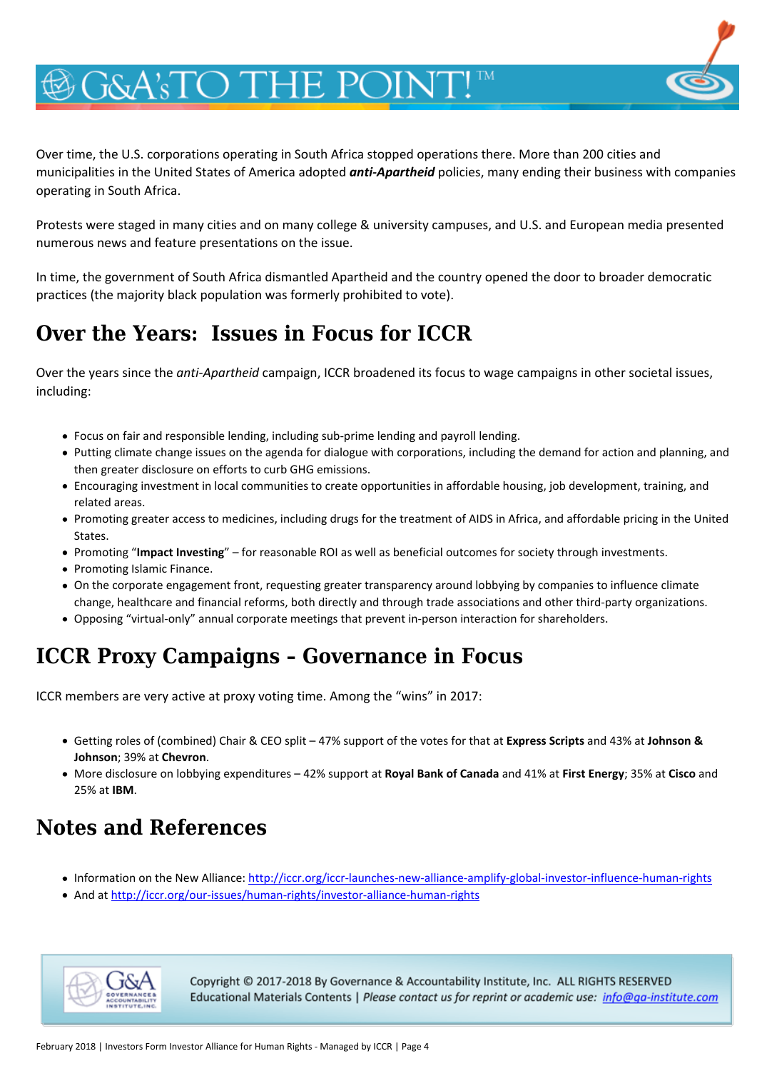Over time, the U.S. corporations operating in South Africa stopped operations there. More than 200 cities and municipalities in the United States of America adopted ***anti-Apartheid*** policies, many ending their business with companies operating in South Africa.

Protests were staged in many cities and on many college & university campuses, and U.S. and European media presented numerous news and feature presentations on the issue.

In time, the government of South Africa dismantled Apartheid and the country opened the door to broader democratic practices (the majority black population was formerly prohibited to vote).

## Over the Years: Issues in Focus for ICCR

Over the years since the *anti-Apartheid* campaign, ICCR broadened its focus to wage campaigns in other societal issues, including:

- Focus on fair and responsible lending, including sub-prime lending and payroll lending.
- Putting climate change issues on the agenda for dialogue with corporations, including the demand for action and planning, and then greater disclosure on efforts to curb GHG emissions.
- Encouraging investment in local communities to create opportunities in affordable housing, job development, training, and related areas.
- Promoting greater access to medicines, including drugs for the treatment of AIDS in Africa, and affordable pricing in the United States.
- Promoting "**Impact Investing**" – for reasonable ROI as well as beneficial outcomes for society through investments.
- Promoting Islamic Finance.
- On the corporate engagement front, requesting greater transparency around lobbying by companies to influence climate change, healthcare and financial reforms, both directly and through trade associations and other third-party organizations.
- Opposing "virtual-only" annual corporate meetings that prevent in-person interaction for shareholders.

## ICCR Proxy Campaigns – Governance in Focus

ICCR members are very active at proxy voting time. Among the "wins" in 2017:

- Getting roles of (combined) Chair & CEO split – 47% support of the votes for that at **Express Scripts** and 43% at **Johnson & Johnson**; 39% at **Chevron**.
- More disclosure on lobbying expenditures – 42% support at **Royal Bank of Canada** and 41% at **First Energy**; 35% at **Cisco** and 25% at **IBM**.

## Notes and References

- Information on the New Alliance: http://iccr.org/iccr-launches-new-alliance-amplify-global-investor-influence-human-rights
- And at http://iccr.org/our-issues/human-rights/investor-alliance-human-rights

Copyright © 2017-2018 By Governance & Accountability Institute, Inc. ALL RIGHTS RESERVED
Educational Materials Contents | *Please contact us for reprint or academic use:* info@ga-institute.com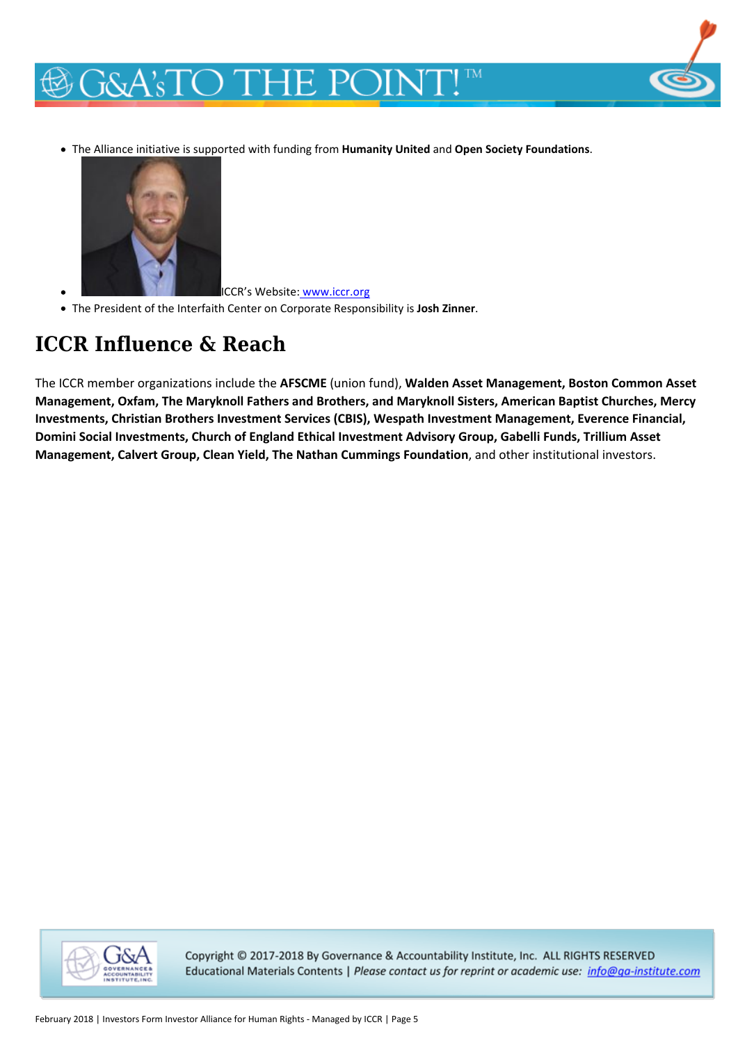- The Alliance initiative is supported with funding from **Humanity United** and **Open Society Foundations**.
- ICCR's Website: [www.iccr.org](http://www.iccr.org)
- The President of the Interfaith Center on Corporate Responsibility is **Josh Zinner**.

## ICCR Influence & Reach

The ICCR member organizations include the **AFSCME** (union fund), **Walden Asset Management, Boston Common Asset Management, Oxfam, The Maryknoll Fathers and Brothers, and Maryknoll Sisters, American Baptist Churches, Mercy Investments, Christian Brothers Investment Services (CBIS), Wespath Investment Management, Everence Financial, Domini Social Investments, Church of England Ethical Investment Advisory Group, Gabelli Funds, Trillium Asset Management, Calvert Group, Clean Yield, The Nathan Cummings Foundation**, and other institutional investors.